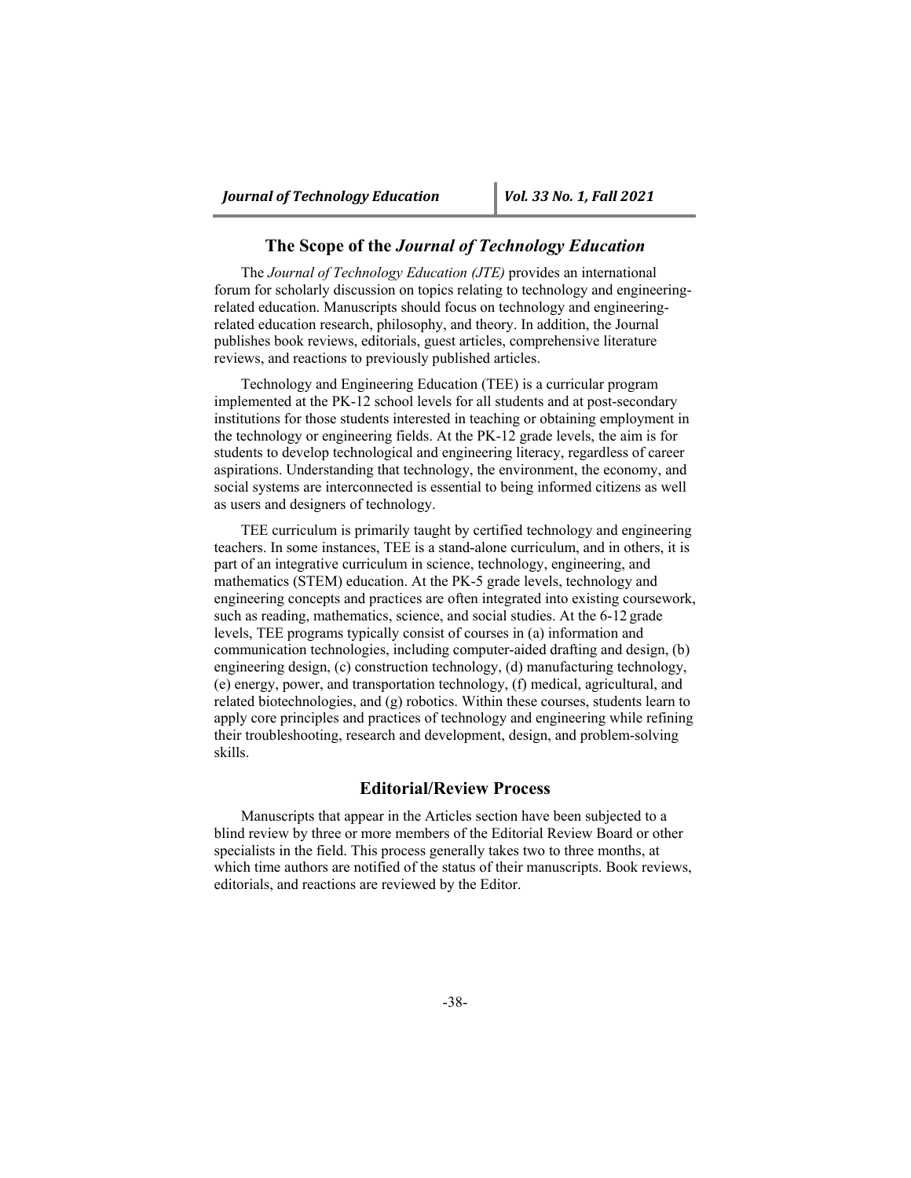## The Scope of the *Journal of Technology Education*

The *Journal of Technology Education (JTE)* provides an international forum for scholarly discussion on topics relating to technology and engineering-related education. Manuscripts should focus on technology and engineering-related education research, philosophy, and theory. In addition, the Journal publishes book reviews, editorials, guest articles, comprehensive literature reviews, and reactions to previously published articles.

Technology and Engineering Education (TEE) is a curricular program implemented at the PK-12 school levels for all students and at post-secondary institutions for those students interested in teaching or obtaining employment in the technology or engineering fields. At the PK-12 grade levels, the aim is for students to develop technological and engineering literacy, regardless of career aspirations. Understanding that technology, the environment, the economy, and social systems are interconnected is essential to being informed citizens as well as users and designers of technology.

TEE curriculum is primarily taught by certified technology and engineering teachers. In some instances, TEE is a stand-alone curriculum, and in others, it is part of an integrative curriculum in science, technology, engineering, and mathematics (STEM) education. At the PK-5 grade levels, technology and engineering concepts and practices are often integrated into existing coursework, such as reading, mathematics, science, and social studies. At the 6-12 grade levels, TEE programs typically consist of courses in (a) information and communication technologies, including computer-aided drafting and design, (b) engineering design, (c) construction technology, (d) manufacturing technology, (e) energy, power, and transportation technology, (f) medical, agricultural, and related biotechnologies, and (g) robotics. Within these courses, students learn to apply core principles and practices of technology and engineering while refining their troubleshooting, research and development, design, and problem-solving skills.

## Editorial/Review Process

Manuscripts that appear in the Articles section have been subjected to a blind review by three or more members of the Editorial Review Board or other specialists in the field. This process generally takes two to three months, at which time authors are notified of the status of their manuscripts. Book reviews, editorials, and reactions are reviewed by the Editor.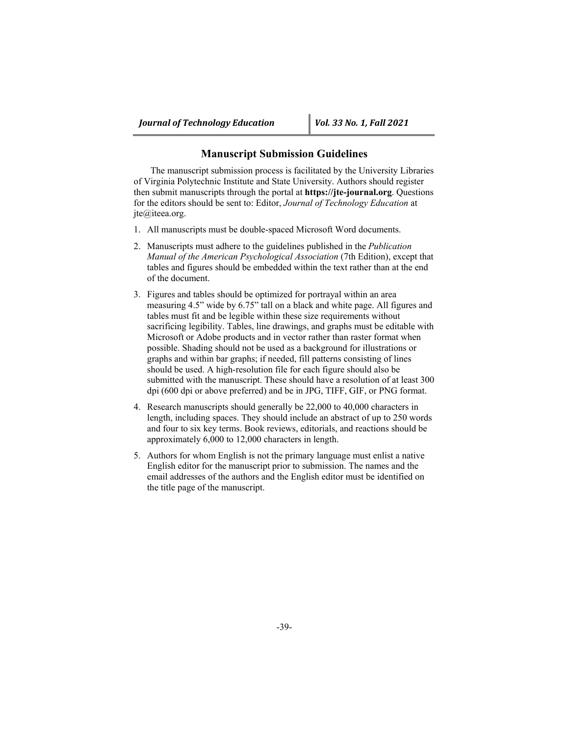## Manuscript Submission Guidelines

The manuscript submission process is facilitated by the University Libraries of Virginia Polytechnic Institute and State University. Authors should register then submit manuscripts through the portal at **https://jte-journal.org**. Questions for the editors should be sent to: Editor, *Journal of Technology Education* at jte@iteea.org.

1. All manuscripts must be double-spaced Microsoft Word documents.
2. Manuscripts must adhere to the guidelines published in the *Publication Manual of the American Psychological Association* (7th Edition), except that tables and figures should be embedded within the text rather than at the end of the document.
3. Figures and tables should be optimized for portrayal within an area measuring 4.5" wide by 6.75" tall on a black and white page. All figures and tables must fit and be legible within these size requirements without sacrificing legibility. Tables, line drawings, and graphs must be editable with Microsoft or Adobe products and in vector rather than raster format when possible. Shading should not be used as a background for illustrations or graphs and within bar graphs; if needed, fill patterns consisting of lines should be used. A high-resolution file for each figure should also be submitted with the manuscript. These should have a resolution of at least 300 dpi (600 dpi or above preferred) and be in JPG, TIFF, GIF, or PNG format.
4. Research manuscripts should generally be 22,000 to 40,000 characters in length, including spaces. They should include an abstract of up to 250 words and four to six key terms. Book reviews, editorials, and reactions should be approximately 6,000 to 12,000 characters in length.
5. Authors for whom English is not the primary language must enlist a native English editor for the manuscript prior to submission. The names and the email addresses of the authors and the English editor must be identified on the title page of the manuscript.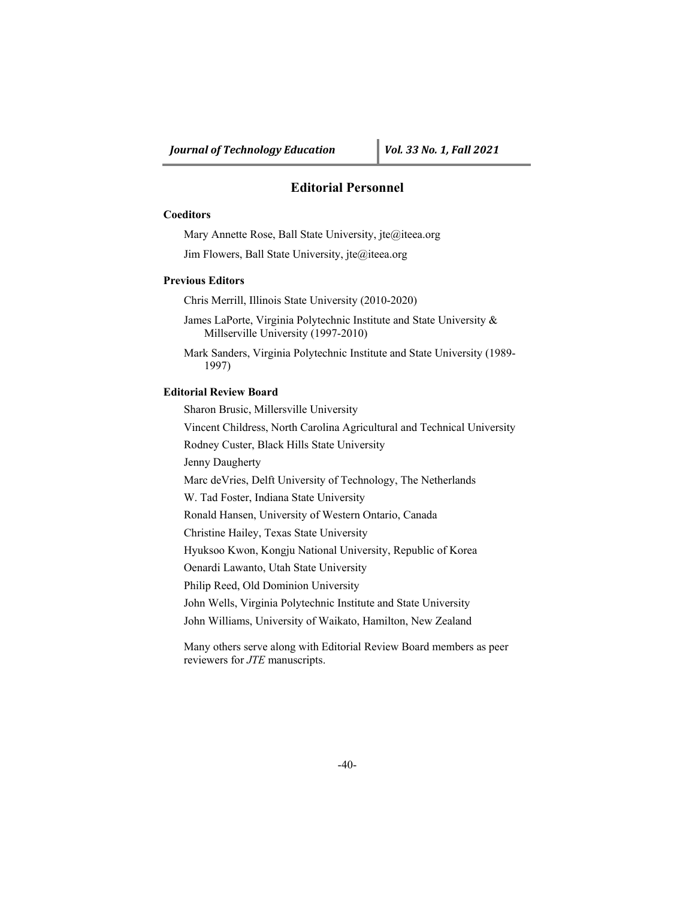## Editorial Personnel

### Coeditors

Mary Annette Rose, Ball State University, jte@iteea.org

Jim Flowers, Ball State University, jte@iteea.org

### Previous Editors

Chris Merrill, Illinois State University (2010-2020)

James LaPorte, Virginia Polytechnic Institute and State University & Millserville University (1997-2010)

Mark Sanders, Virginia Polytechnic Institute and State University (1989-1997)

### Editorial Review Board

Sharon Brusic, Millersville University

Vincent Childress, North Carolina Agricultural and Technical University

Rodney Custer, Black Hills State University

Jenny Daugherty

Marc deVries, Delft University of Technology, The Netherlands

W. Tad Foster, Indiana State University

Ronald Hansen, University of Western Ontario, Canada

Christine Hailey, Texas State University

Hyuksoo Kwon, Kongju National University, Republic of Korea

Oenardi Lawanto, Utah State University

Philip Reed, Old Dominion University

John Wells, Virginia Polytechnic Institute and State University

John Williams, University of Waikato, Hamilton, New Zealand

Many others serve along with Editorial Review Board members as peer reviewers for *JTE* manuscripts.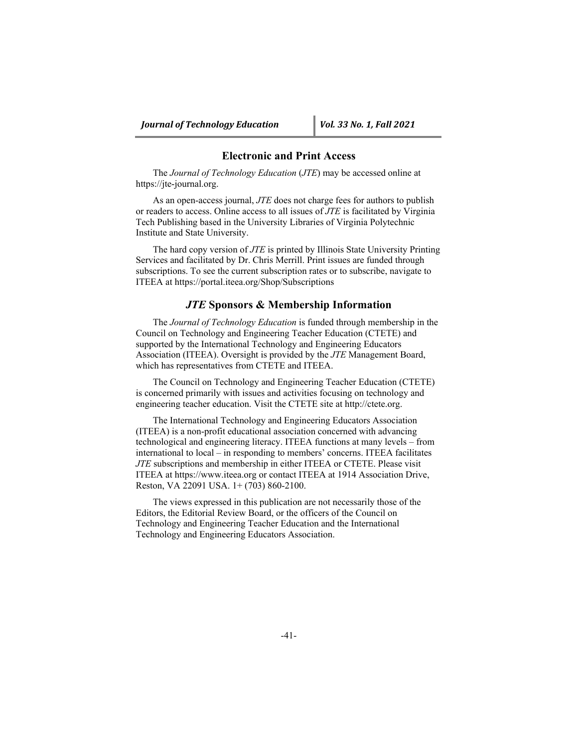## Electronic and Print Access

The *Journal of Technology Education* (*JTE*) may be accessed online at https://jte-journal.org.

As an open-access journal, *JTE* does not charge fees for authors to publish or readers to access. Online access to all issues of *JTE* is facilitated by Virginia Tech Publishing based in the University Libraries of Virginia Polytechnic Institute and State University.

The hard copy version of *JTE* is printed by Illinois State University Printing Services and facilitated by Dr. Chris Merrill. Print issues are funded through subscriptions. To see the current subscription rates or to subscribe, navigate to ITEEA at https://portal.iteea.org/Shop/Subscriptions

## *JTE* Sponsors & Membership Information

The *Journal of Technology Education* is funded through membership in the Council on Technology and Engineering Teacher Education (CTETE) and supported by the International Technology and Engineering Educators Association (ITEEA). Oversight is provided by the *JTE* Management Board, which has representatives from CTETE and ITEEA.

The Council on Technology and Engineering Teacher Education (CTETE) is concerned primarily with issues and activities focusing on technology and engineering teacher education. Visit the CTETE site at http://ctete.org.

The International Technology and Engineering Educators Association (ITEEA) is a non-profit educational association concerned with advancing technological and engineering literacy. ITEEA functions at many levels – from international to local – in responding to members' concerns. ITEEA facilitates *JTE* subscriptions and membership in either ITEEA or CTETE. Please visit ITEEA at https://www.iteea.org or contact ITEEA at 1914 Association Drive, Reston, VA 22091 USA. 1+ (703) 860-2100.

The views expressed in this publication are not necessarily those of the Editors, the Editorial Review Board, or the officers of the Council on Technology and Engineering Teacher Education and the International Technology and Engineering Educators Association.